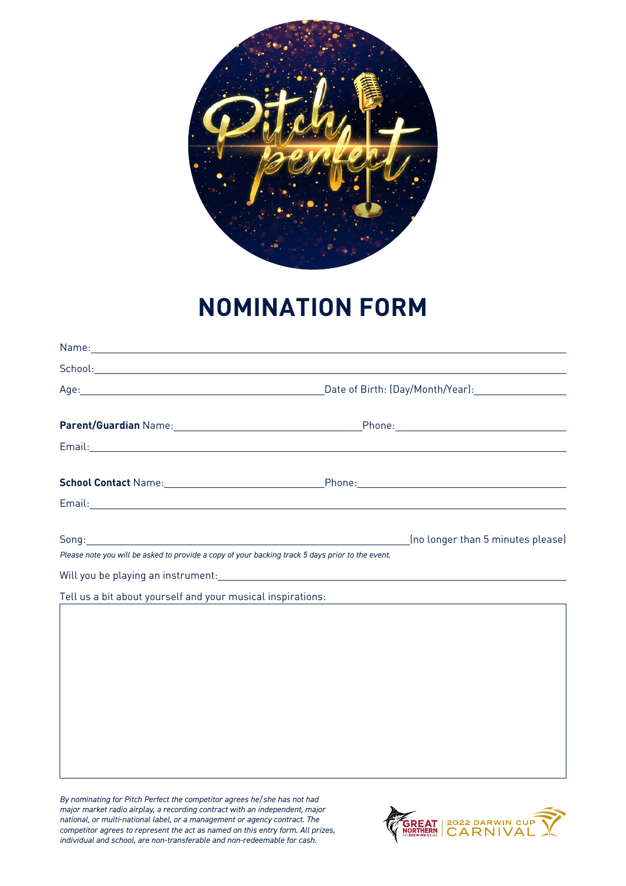# NOMINATION FORM

Name: ______________________________________________

School: ______________________________________________

Age: ______________________ Date of Birth: (Day/Month/Year): ______________

**Parent/Guardian** Name: ______________________ Phone: ______________________

Email: ______________________________________________

**School Contact** Name: ______________________ Phone: ______________________

Email: ______________________________________________

Song: ______________________________________ (no longer than 5 minutes please)

*Please note you will be asked to provide a copy of your backing track 5 days prior to the event.*

Will you be playing an instrument: ______________________________________________

Tell us a bit about yourself and your musical inspirations:

*By nominating for Pitch Perfect the competitor agrees he/she has not had major market radio airplay, a recording contract with an independent, major national, or multi-national label, or a management or agency contract. The competitor agrees to represent the act as named on this entry form. All prizes, individual and school, are non-transferable and non-redeemable for cash.*

GREAT NORTHERN BREWING CO | 2022 DARWIN CUP CARNIVAL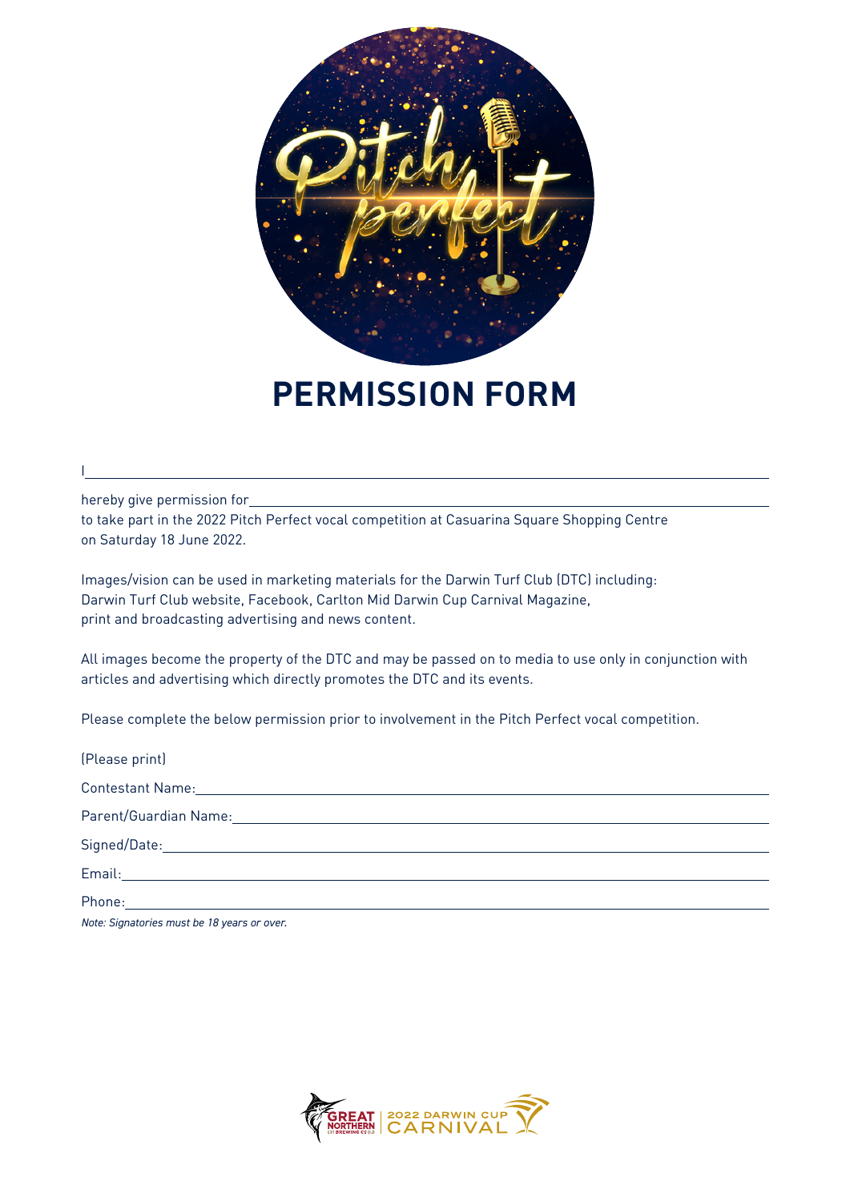# PERMISSION FORM

I \_\_\_\_\_\_\_\_\_\_\_\_\_\_\_\_\_\_\_\_\_\_\_\_\_\_\_\_\_\_\_\_\_\_\_\_\_\_\_\_

hereby give permission for \_\_\_\_\_\_\_\_\_\_\_\_\_\_\_\_\_\_\_\_\_\_\_\_\_\_\_\_\_\_\_\_\_\_\_\_\_\_\_\_

to take part in the 2022 Pitch Perfect vocal competition at Casuarina Square Shopping Centre on Saturday 18 June 2022.

Images/vision can be used in marketing materials for the Darwin Turf Club (DTC) including: Darwin Turf Club website, Facebook, Carlton Mid Darwin Cup Carnival Magazine, print and broadcasting advertising and news content.

All images become the property of the DTC and may be passed on to media to use only in conjunction with articles and advertising which directly promotes the DTC and its events.

Please complete the below permission prior to involvement in the Pitch Perfect vocal competition.

(Please print)

Contestant Name: \_\_\_\_\_\_\_\_\_\_\_\_\_\_\_\_\_\_\_\_\_\_\_\_\_\_\_\_\_\_\_\_\_\_\_\_\_\_\_\_

Parent/Guardian Name: \_\_\_\_\_\_\_\_\_\_\_\_\_\_\_\_\_\_\_\_\_\_\_\_\_\_\_\_\_\_\_\_\_\_\_\_\_\_\_\_

Signed/Date: \_\_\_\_\_\_\_\_\_\_\_\_\_\_\_\_\_\_\_\_\_\_\_\_\_\_\_\_\_\_\_\_\_\_\_\_\_\_\_\_

Email: \_\_\_\_\_\_\_\_\_\_\_\_\_\_\_\_\_\_\_\_\_\_\_\_\_\_\_\_\_\_\_\_\_\_\_\_\_\_\_\_

Phone: \_\_\_\_\_\_\_\_\_\_\_\_\_\_\_\_\_\_\_\_\_\_\_\_\_\_\_\_\_\_\_\_\_\_\_\_\_\_\_\_

*Note: Signatories must be 18 years or over.*